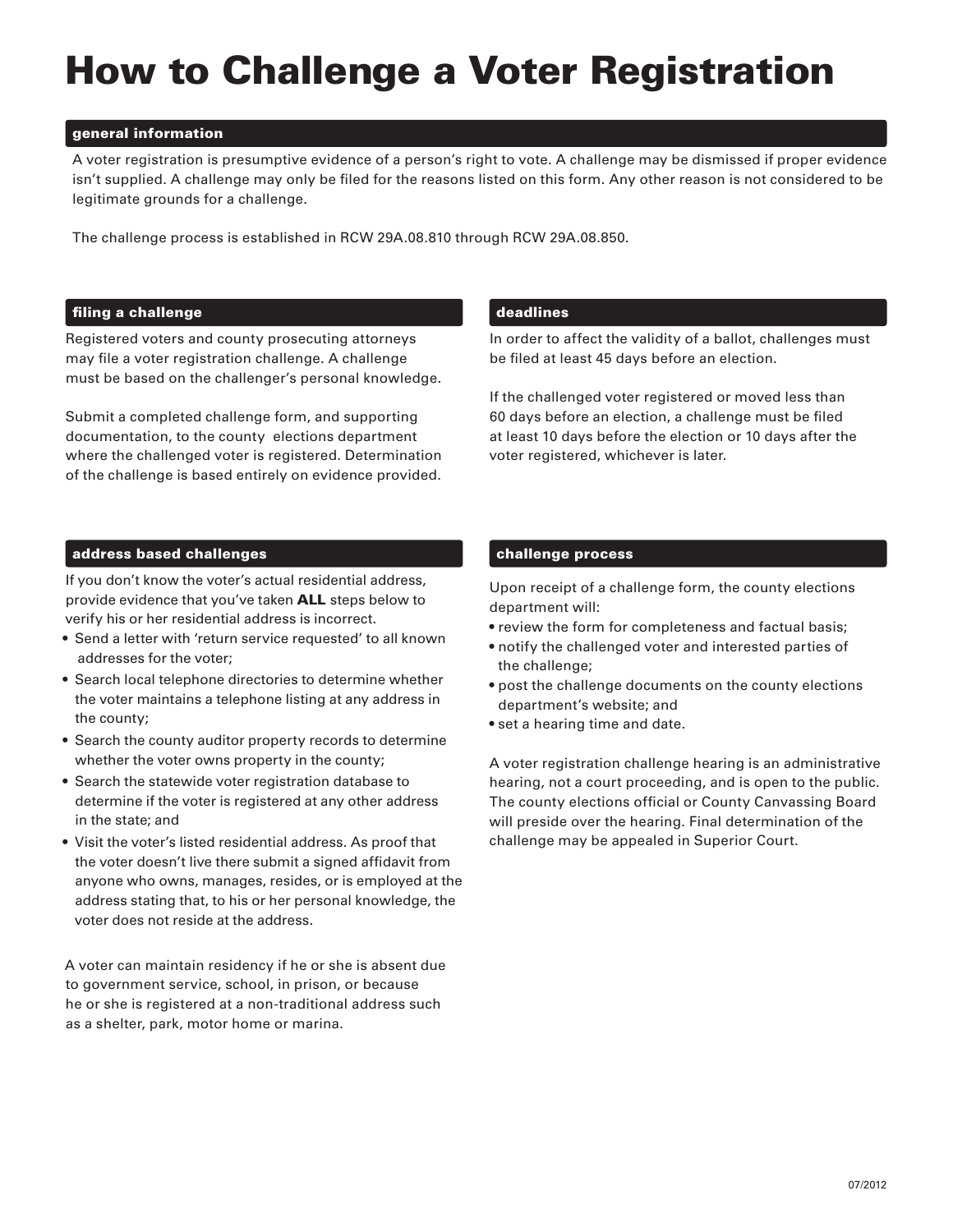# How to Challenge a Voter Registration

## general information

A voter registration is presumptive evidence of a person's right to vote. A challenge may be dismissed if proper evidence isn't supplied. A challenge may only be filed for the reasons listed on this form. Any other reason is not considered to be legitimate grounds for a challenge.

The challenge process is established in RCW 29A.08.810 through RCW 29A.08.850.

## filing a challenge

Registered voters and county prosecuting attorneys may file a voter registration challenge. A challenge must be based on the challenger's personal knowledge.

Submit a completed challenge form, and supporting documentation, to the county elections department where the challenged voter is registered. Determination of the challenge is based entirely on evidence provided.

## address based challenges

If you don't know the voter's actual residential address, provide evidence that you've taken **ALL** steps below to verify his or her residential address is incorrect.

- Send a letter with 'return service requested' to all known addresses for the voter;
- Search local telephone directories to determine whether the voter maintains a telephone listing at any address in the county;
- Search the county auditor property records to determine whether the voter owns property in the county;
- Search the statewide voter registration database to determine if the voter is registered at any other address in the state; and
- Visit the voter's listed residential address. As proof that the voter doesn't live there submit a signed affidavit from anyone who owns, manages, resides, or is employed at the address stating that, to his or her personal knowledge, the voter does not reside at the address.

A voter can maintain residency if he or she is absent due to government service, school, in prison, or because he or she is registered at a non-traditional address such as a shelter, park, motor home or marina.

## deadlines

In order to affect the validity of a ballot, challenges must be filed at least 45 days before an election.

If the challenged voter registered or moved less than 60 days before an election, a challenge must be filed at least 10 days before the election or 10 days after the voter registered, whichever is later.

## challenge process

Upon receipt of a challenge form, the county elections department will:

- review the form for completeness and factual basis;
- notify the challenged voter and interested parties of the challenge;
- post the challenge documents on the county elections department's website; and
- set a hearing time and date.

A voter registration challenge hearing is an administrative hearing, not a court proceeding, and is open to the public. The county elections official or County Canvassing Board will preside over the hearing. Final determination of the challenge may be appealed in Superior Court.

07/2012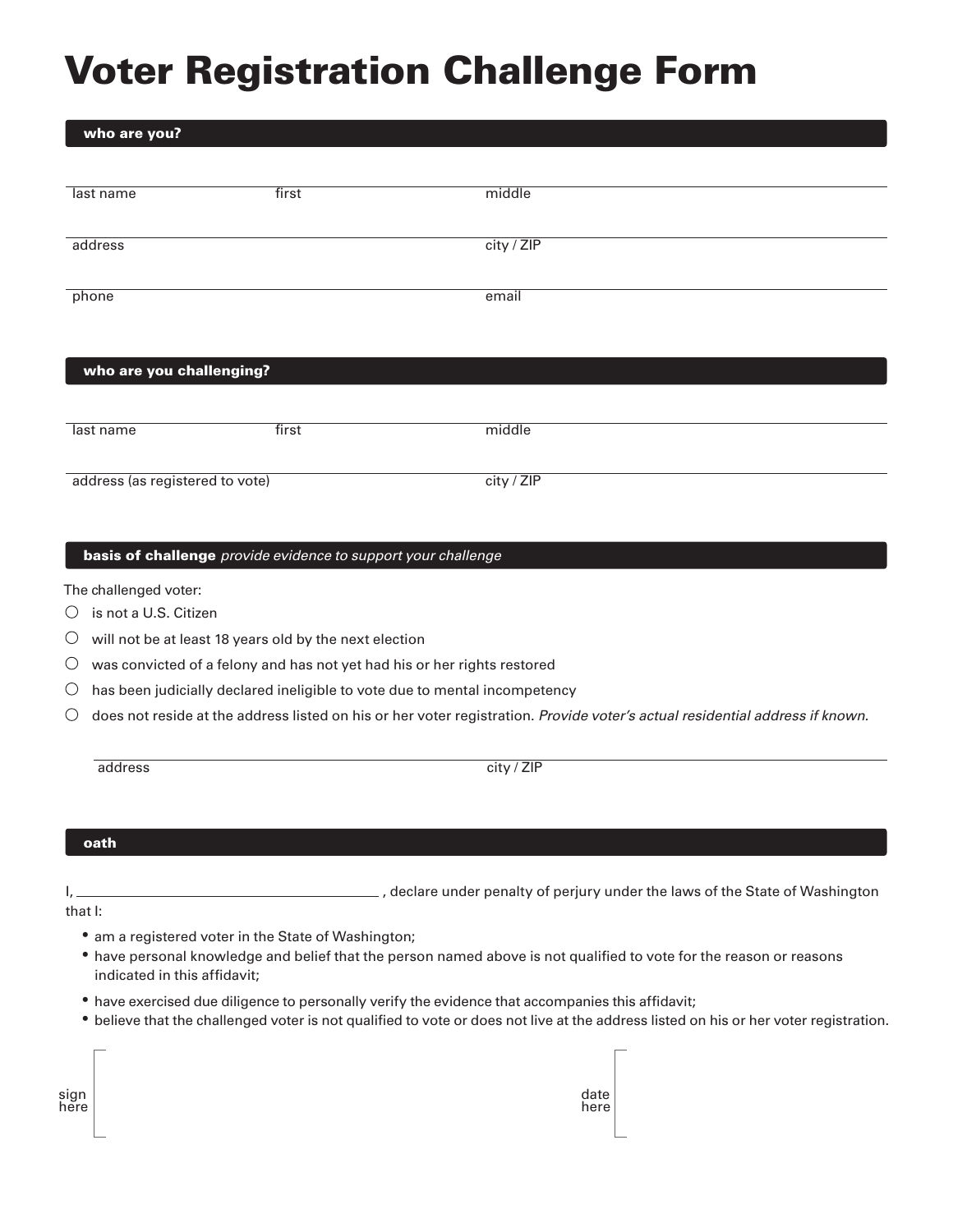# Voter Registration Challenge Form

## who are you?

last name | first | middle

address | city / ZIP

phone | email

## who are you challenging?

last name | first | middle

address (as registered to vote) | city / ZIP

## basis of challenge *provide evidence to support your challenge*

The challenged voter:

- ○ is not a U.S. Citizen
- ○ will not be at least 18 years old by the next election
- ○ was convicted of a felony and has not yet had his or her rights restored
- ○ has been judicially declared ineligible to vote due to mental incompetency
- ○ does not reside at the address listed on his or her voter registration. *Provide voter's actual residential address if known.*

address | city / ZIP

## oath

I, ______________________________ , declare under penalty of perjury under the laws of the State of Washington that I:

- am a registered voter in the State of Washington;
- have personal knowledge and belief that the person named above is not qualified to vote for the reason or reasons indicated in this affidavit;
- have exercised due diligence to personally verify the evidence that accompanies this affidavit;
- believe that the challenged voter is not qualified to vote or does not live at the address listed on his or her voter registration.

sign here

date here